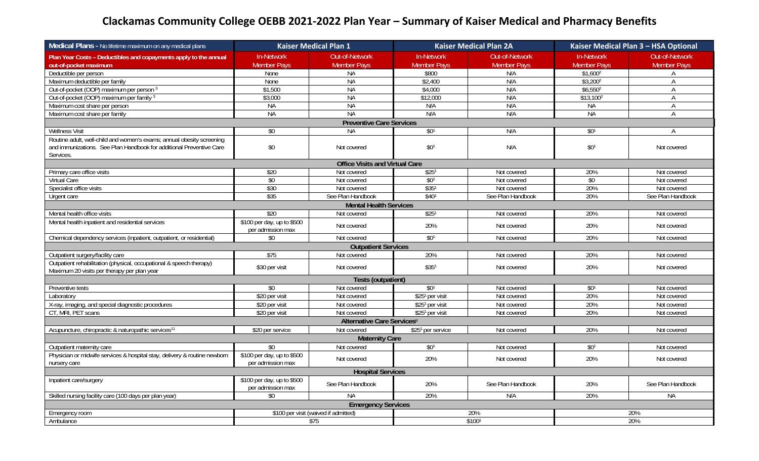# Clackamas Community College OEBB 2021-2022 Plan Year – Summary of Kaiser Medical and Pharmacy Benefits

| Medical Plans - No lifetime maximum on any medical plans | Kaiser Medical Plan 1 | | Kaiser Medical Plan 2A | | Kaiser Medical Plan 3 – HSA Optional | |
|---|---|---|---|---|---|---|
| Plan Year Costs – Deductibles and copayments apply to the annual out-of-pocket maximum | In-Network Member Pays | Out-of-Network Member Pays | In-Network Member Pays | Out-of-Network Member Pays | In-Network Member Pays | Out-of-Network Member Pays |
| Deductible per person | None | NA | \$800 | N/A | \$1,600[2] | A |
| Maximum deductible per family | None | NA | \$2,400 | N/A | \$3,200[2] | A |
| Out-of-pocket (OOP) maximum per person [3] | \$1,500 | NA | \$4,000 | N/A | \$6,550[2] | A |
| Out-of-pocket (OOP) maximum per family [3] | \$3,000 | NA | \$12,000 | N/A | \$13,100[2] | A |
| Maximum cost share per person | NA | NA | N/A | N/A | NA | A |
| Maximum cost share per family | NA | NA | N/A | N/A | NA | A |
| **Preventive Care Services** | | | | | | |
| Wellness Visit | \$0 | NA | \$0[1] | N/A | \$0[1] | A |
| Routine adult, well-child and women's exams; annual obesity screening and immunizations. See Plan Handbook for additional Preventive Care Services. | \$0 | Not covered | \$0[1] | N/A | \$0[1] | Not covered |
| **Office Visits and Virtual Care** | | | | | | |
| Primary care office visits | \$20 | Not covered | \$25[1] | Not covered | 20% | Not covered |
| Virtual Care | \$0 | Not covered | \$0[1] | Not covered | \$0 | Not covered |
| Specialist office visits | \$30 | Not covered | \$35[1] | Not covered | 20% | Not covered |
| Urgent care | \$35 | See Plan Handbook | \$40[1] | See Plan Handbook | 20% | See Plan Handbook |
| **Mental Health Services** | | | | | | |
| Mental health office visits | \$20 | Not covered | \$25[1] | Not covered | 20% | Not covered |
| Mental health inpatient and residential services | \$100 per day, up to \$500 per admission max | Not covered | 20% | Not covered | 20% | Not covered |
| Chemical dependency services (inpatient, outpatient, or residential) | \$0 | Not covered | \$0[1] | Not covered | 20% | Not covered |
| **Outpatient Services** | | | | | | |
| Outpatient surgery/facility care | \$75 | Not covered | 20% | Not covered | 20% | Not covered |
| Outpatient rehabilitation (physical, occupational & speech therapy) Maximum 20 visits per therapy per plan year | \$30 per visit | Not covered | \$35[1] | Not covered | 20% | Not covered |
| **Tests (outpatient)** | | | | | | |
| Preventive tests | \$0 | Not covered | \$0[1] | Not covered | \$0[1] | Not covered |
| Laboratory | \$20 per visit | Not covered | \$25[1] per visit | Not covered | 20% | Not covered |
| X-ray, imaging, and special diagnostic procedures | \$20 per visit | Not covered | \$25[1] per visit | Not covered | 20% | Not covered |
| CT, MRI, PET scans | \$20 per visit | Not covered | \$25[1] per visit | Not covered | 20% | Not covered |
| **Alternative Care Services[9]** | | | | | | |
| Acupuncture, chiropractic & naturopathic services[11] | \$20 per service | Not covered | \$25[1] per service | Not covered | 20% | Not covered |
| **Maternity Care** | | | | | | |
| Outpatient maternity care | \$0 | Not covered | \$0[1] | Not covered | \$0[1] | Not covered |
| Physician or midwife services & hospital stay, delivery & routine newborn nursery care | \$100 per day, up to \$500 per admission max | Not covered | 20% | Not covered | 20% | Not covered |
| **Hospital Services** | | | | | | |
| Inpatient care/surgery | \$100 per day, up to \$500 per admission max | See Plan Handbook | 20% | See Plan Handbook | 20% | See Plan Handbook |
| Skilled nursing facility care (100 days per plan year) | \$0 | NA | 20% | N/A | 20% | NA |
| **Emergency Services** | | | | | | |
| Emergency room | \$100 per visit (waived if admitted) | | 20% | | 20% | |
| Ambulance | \$75 | | \$100[1] | | 20% | |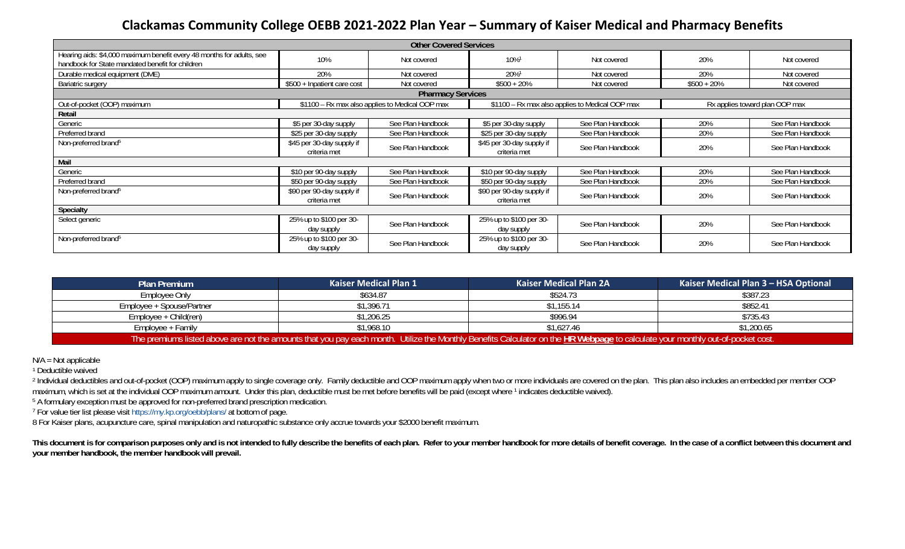# Clackamas Community College OEBB 2021-2022 Plan Year – Summary of Kaiser Medical and Pharmacy Benefits

| | | | | | | |
|---|---|---|---|---|---|---|
| **Other Covered Services** | | | | | | |
| Hearing aids: $4,000 maximum benefit every 48 months for adults, see handbook for State mandated benefit for children | 10% | Not covered | 10%[1] | Not covered | 20% | Not covered |
| Durable medical equipment (DME) | 20% | Not covered | 20%[1] | Not covered | 20% | Not covered |
| Bariatric surgery | $500 + Inpatient care cost | Not covered | $500 + 20% | Not covered | $500 + 20% | Not covered |
| **Pharmacy Services** | | | | | | |
| Out-of-pocket (OOP) maximum | $1100 – Rx max also applies to Medical OOP max | | $1100 – Rx max also applies to Medical OOP max | | Rx applies toward plan OOP max | |
| **Retail** | | | | | | |
| Generic | $5 per 30-day supply | See Plan Handbook | $5 per 30-day supply | See Plan Handbook | 20% | See Plan Handbook |
| Preferred brand | $25 per 30-day supply | See Plan Handbook | $25 per 30-day supply | See Plan Handbook | 20% | See Plan Handbook |
| Non-preferred brand[5] | $45 per 30-day supply if criteria met | See Plan Handbook | $45 per 30-day supply if criteria met | See Plan Handbook | 20% | See Plan Handbook |
| **Mail** | | | | | | |
| Generic | $10 per 90-day supply | See Plan Handbook | $10 per 90-day supply | See Plan Handbook | 20% | See Plan Handbook |
| Preferred brand | $50 per 90-day supply | See Plan Handbook | $50 per 90-day supply | See Plan Handbook | 20% | See Plan Handbook |
| Non-preferred brand[5] | $90 per 90-day supply if criteria met | See Plan Handbook | $90 per 90-day supply if criteria met | See Plan Handbook | 20% | See Plan Handbook |
| **Specialty** | | | | | | |
| Select generic | 25% up to $100 per 30-day supply | See Plan Handbook | 25% up to $100 per 30-day supply | See Plan Handbook | 20% | See Plan Handbook |
| Non-preferred brand[5] | 25% up to $100 per 30-day supply | See Plan Handbook | 25% up to $100 per 30-day supply | See Plan Handbook | 20% | See Plan Handbook |

| Plan Premium | Kaiser Medical Plan 1 | Kaiser Medical Plan 2A | Kaiser Medical Plan 3 – HSA Optional |
|---|---|---|---|
| Employee Only | $634.87 | $524.73 | $387.23 |
| Employee + Spouse/Partner | $1,396.71 | $1,155.14 | $852.41 |
| Employee + Child(ren) | $1,206.25 | $996.94 | $735.43 |
| Employee + Family | $1,968.10 | $1,627.46 | $1,200.65 |

The premiums listed above are not the amounts that you pay each month. Utilize the Monthly Benefits Calculator on the **HR Webpage** to calculate your monthly out-of-pocket cost.

N/A = Not applicable

[1] Deductible waived

[2] Individual deductibles and out-of-pocket (OOP) maximum apply to single coverage only. Family deductible and OOP maximum apply when two or more individuals are covered on the plan. This plan also includes an embedded per member OOP maximum, which is set at the individual OOP maximum amount. Under this plan, deductible must be met before benefits will be paid (except where [1] indicates deductible waived).

[5] A formulary exception must be approved for non-preferred brand prescription medication.

[7] For value tier list please visit https://my.kp.org/oebb/plans/ at bottom of page.

8 For Kaiser plans, acupuncture care, spinal manipulation and naturopathic substance only accrue towards your $2000 benefit maximum.

**This document is for comparison purposes only and is not intended to fully describe the benefits of each plan. Refer to your member handbook for more details of benefit coverage. In the case of a conflict between this document and your member handbook, the member handbook will prevail.**